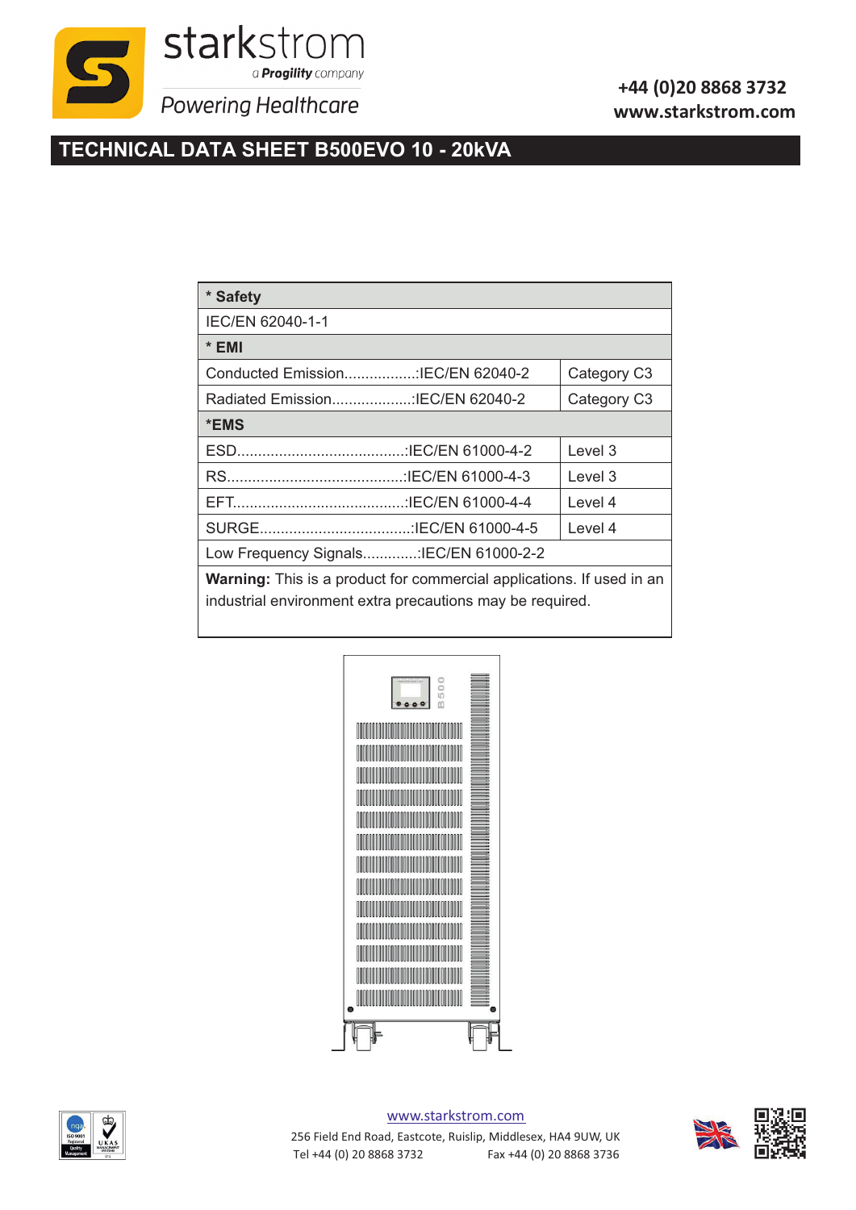starkstrom

a Progility company

Powering Healthcare

+44 (0)20 8868 3732
www.starkstrom.com

# TECHNICAL DATA SHEET B500EVO 10 - 20kVA

| * Safety | |
|---|---|
| IEC/EN 62040-1-1 | |
| **\* EMI** | |
| Conducted Emission.................:IEC/EN 62040-2 | Category C3 |
| Radiated Emission...................:IEC/EN 62040-2 | Category C3 |
| **\*EMS** | |
| ESD.........................................:IEC/EN 61000-4-2 | Level 3 |
| RS...........................................:IEC/EN 61000-4-3 | Level 3 |
| EFT.........................................:IEC/EN 61000-4-4 | Level 4 |
| SURGE....................................:IEC/EN 61000-4-5 | Level 4 |
| Low Frequency Signals.............:IEC/EN 61000-2-2 | |
| **Warning:** This is a product for commercial applications. If used in an industrial environment extra precautions may be required. | |

www.starkstrom.com

256 Field End Road, Eastcote, Ruislip, Middlesex, HA4 9UW, UK

Tel +44 (0) 20 8868 3732 Fax +44 (0) 20 8868 3736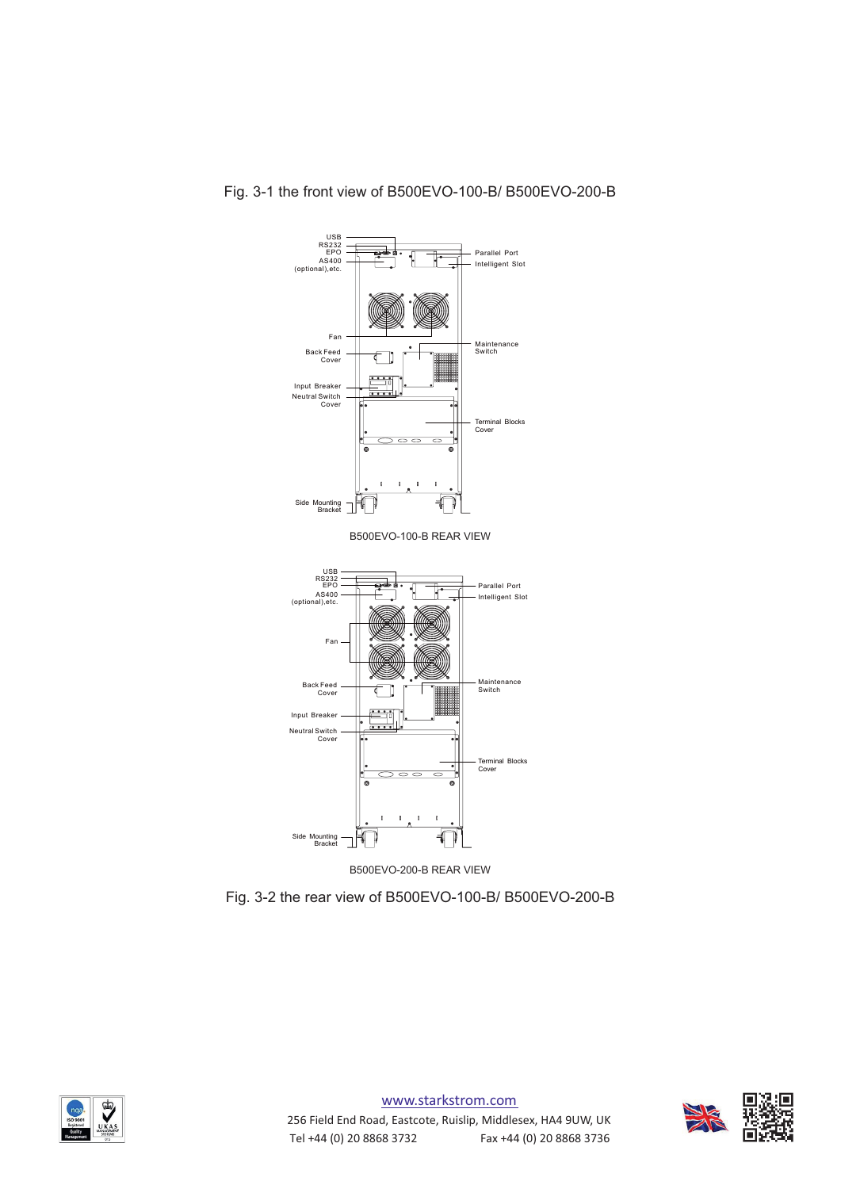Fig. 3-1 the front view of B500EVO-100-B/ B500EVO-200-B

USB
RS232
EPO
AS400 (optional),etc.
Parallel Port
Intelligent Slot
Fan
Back Feed Cover
Maintenance Switch
Input Breaker
Neutral Switch Cover
Terminal Blocks Cover
Side Mounting Bracket

B500EVO-100-B REAR VIEW

USB
RS232
EPO
AS400 (optional),etc.
Parallel Port
Intelligent Slot
Fan
Back Feed Cover
Maintenance Switch
Input Breaker
Neutral Switch Cover
Terminal Blocks Cover
Side Mounting Bracket

B500EVO-200-B REAR VIEW

Fig. 3-2 the rear view of B500EVO-100-B/ B500EVO-200-B

www.starkstrom.com

256 Field End Road, Eastcote, Ruislip, Middlesex, HA4 9UW, UK

Tel +44 (0) 20 8868 3732 Fax +44 (0) 20 8868 3736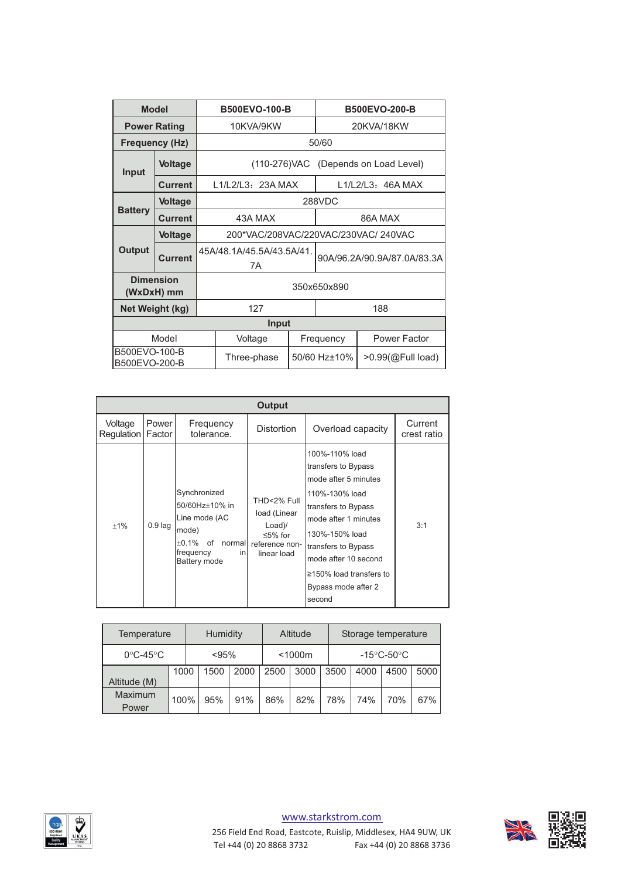| Model | | B500EVO-100-B | B500EVO-200-B |
|---|---|---|---|
| Power Rating | | 10KVA/9KW | 20KVA/18KW |
| Frequency (Hz) | | 50/60 | |
| Input | Voltage | (110-276)VAC (Depends on Load Level) | |
| | Current | L1/L2/L3：23A MAX | L1/L2/L3：46A MAX |
| Battery | Voltage | 288VDC | |
| | Current | 43A MAX | 86A MAX |
| Output | Voltage | 200*VAC/208VAC/220VAC/230VAC/ 240VAC | |
| | Current | 45A/48.1A/45.5A/43.5A/41.7A | 90A/96.2A/90.9A/87.0A/83.3A |
| Dimension (WxDxH) mm | | 350x650x890 | |
| Net Weight (kg) | | 127 | 188 |

| Input | | | |
|---|---|---|---|
| Model | Voltage | Frequency | Power Factor |
| B500EVO-100-B B500EVO-200-B | Three-phase | 50/60 Hz±10% | >0.99(@Full load) |

| Output | | | | | |
|---|---|---|---|---|---|
| Voltage Regulation | Power Factor | Frequency tolerance. | Distortion | Overload capacity | Current crest ratio |
| ±1% | 0.9 lag | Synchronized 50/60Hz±10% in Line mode (AC mode) ±0.1% of normal frequency in Battery mode | THD<2% Full load (Linear Load)/ ≤5% for reference non-linear load | 100%-110% load transfers to Bypass mode after 5 minutes 110%-130% load transfers to Bypass mode after 1 minutes 130%-150% load transfers to Bypass mode after 10 second ≥150% load transfers to Bypass mode after 2 second | 3:1 |

| Temperature | Humidity | Altitude | Storage temperature |
|---|---|---|---|
| 0°C-45°C | <95% | <1000m | -15°C-50°C |

| Altitude (M) | 1000 | 1500 | 2000 | 2500 | 3000 | 3500 | 4000 | 4500 | 5000 |
|---|---|---|---|---|---|---|---|---|---|
| Maximum Power | 100% | 95% | 91% | 86% | 82% | 78% | 74% | 70% | 67% |

www.starkstrom.com

256 Field End Road, Eastcote, Ruislip, Middlesex, HA4 9UW, UK

Tel +44 (0) 20 8868 3732 Fax +44 (0) 20 8868 3736